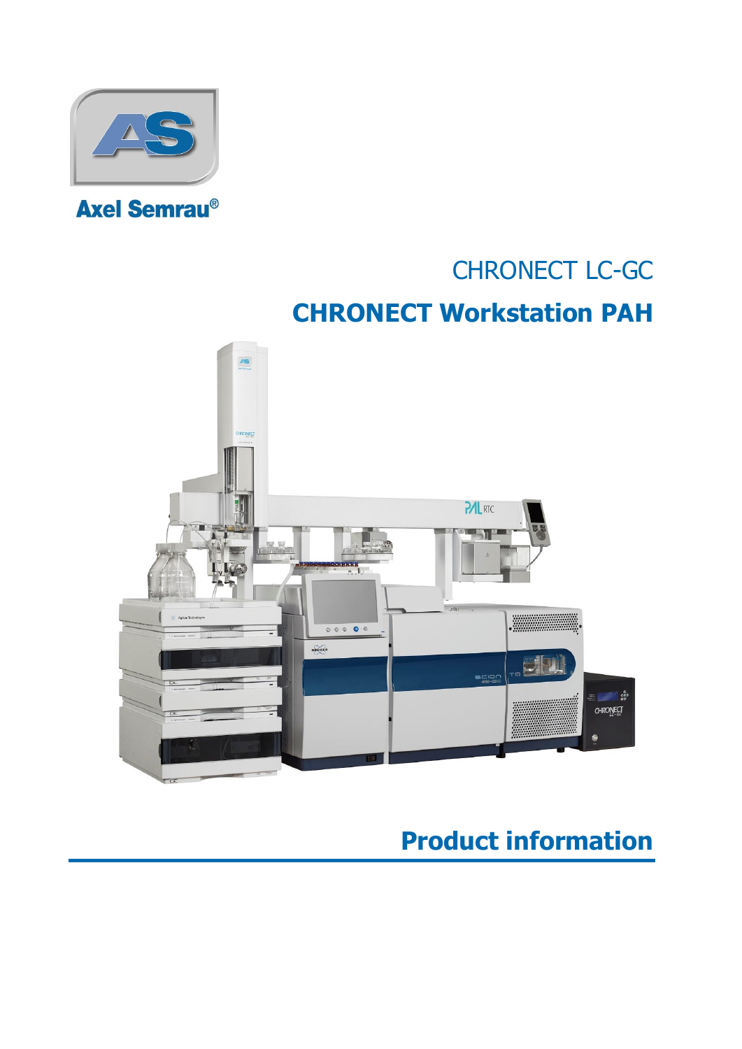Axel Semrau®

CHRONECT LC-GC

# CHRONECT Workstation PAH

## Product information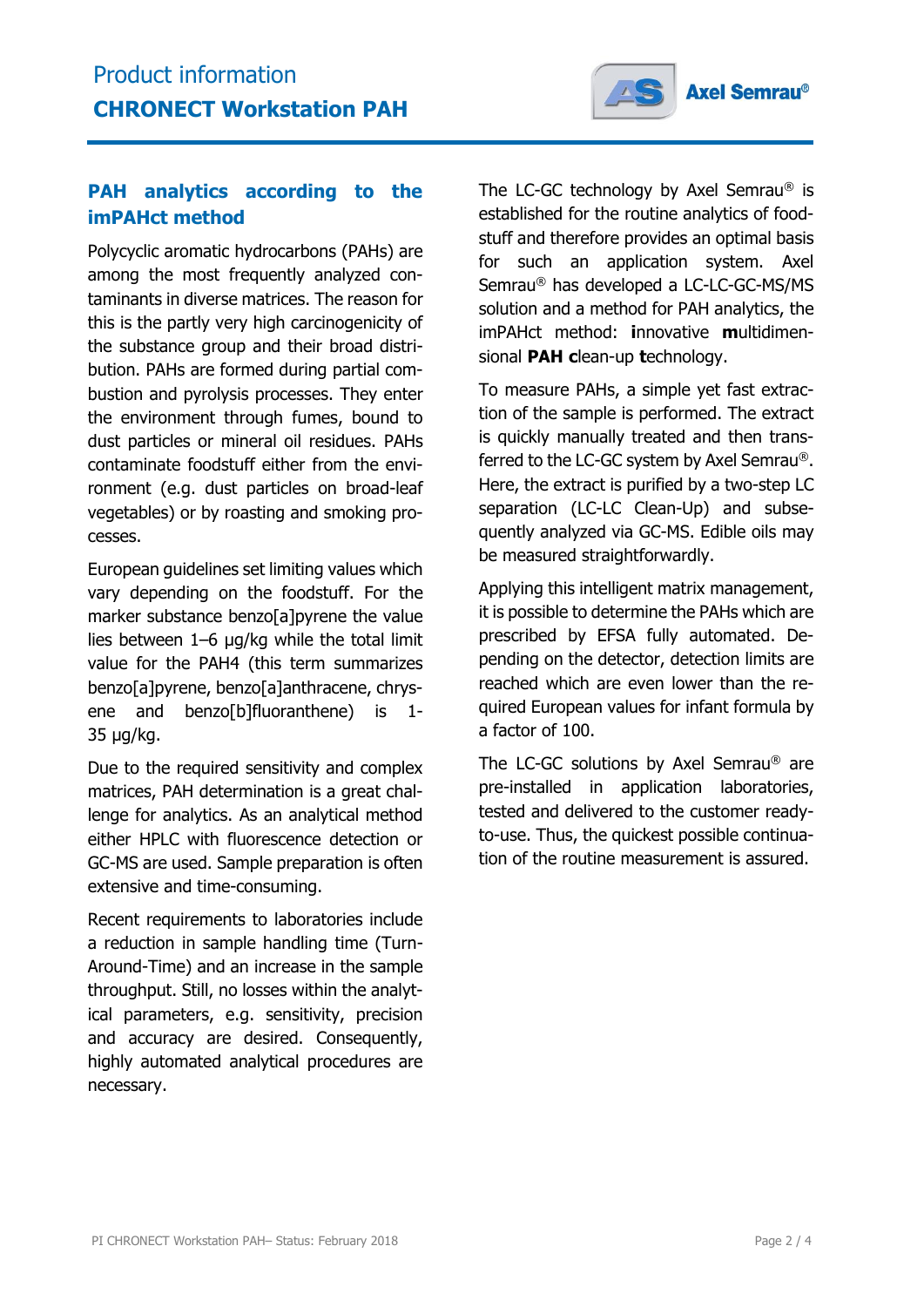## PAH analytics according to the imPAHct method

Polycyclic aromatic hydrocarbons (PAHs) are among the most frequently analyzed contaminants in diverse matrices. The reason for this is the partly very high carcinogenicity of the substance group and their broad distribution. PAHs are formed during partial combustion and pyrolysis processes. They enter the environment through fumes, bound to dust particles or mineral oil residues. PAHs contaminate foodstuff either from the environment (e.g. dust particles on broad-leaf vegetables) or by roasting and smoking processes.

European guidelines set limiting values which vary depending on the foodstuff. For the marker substance benzo[a]pyrene the value lies between 1–6 µg/kg while the total limit value for the PAH4 (this term summarizes benzo[a]pyrene, benzo[a]anthracene, chrysene and benzo[b]fluoranthene) is 1-35 µg/kg.

Due to the required sensitivity and complex matrices, PAH determination is a great challenge for analytics. As an analytical method either HPLC with fluorescence detection or GC-MS are used. Sample preparation is often extensive and time-consuming.

Recent requirements to laboratories include a reduction in sample handling time (Turn-Around-Time) and an increase in the sample throughput. Still, no losses within the analytical parameters, e.g. sensitivity, precision and accuracy are desired. Consequently, highly automated analytical procedures are necessary.

The LC-GC technology by Axel Semrau® is established for the routine analytics of foodstuff and therefore provides an optimal basis for such an application system. Axel Semrau® has developed a LC-LC-GC-MS/MS solution and a method for PAH analytics, the imPAHct method: **i**nnovative **m**ultidimensional **PAH c**lean-up **t**echnology.

To measure PAHs, a simple yet fast extraction of the sample is performed. The extract is quickly manually treated and then transferred to the LC-GC system by Axel Semrau®. Here, the extract is purified by a two-step LC separation (LC-LC Clean-Up) and subsequently analyzed via GC-MS. Edible oils may be measured straightforwardly.

Applying this intelligent matrix management, it is possible to determine the PAHs which are prescribed by EFSA fully automated. Depending on the detector, detection limits are reached which are even lower than the required European values for infant formula by a factor of 100.

The LC-GC solutions by Axel Semrau® are pre-installed in application laboratories, tested and delivered to the customer ready-to-use. Thus, the quickest possible continuation of the routine measurement is assured.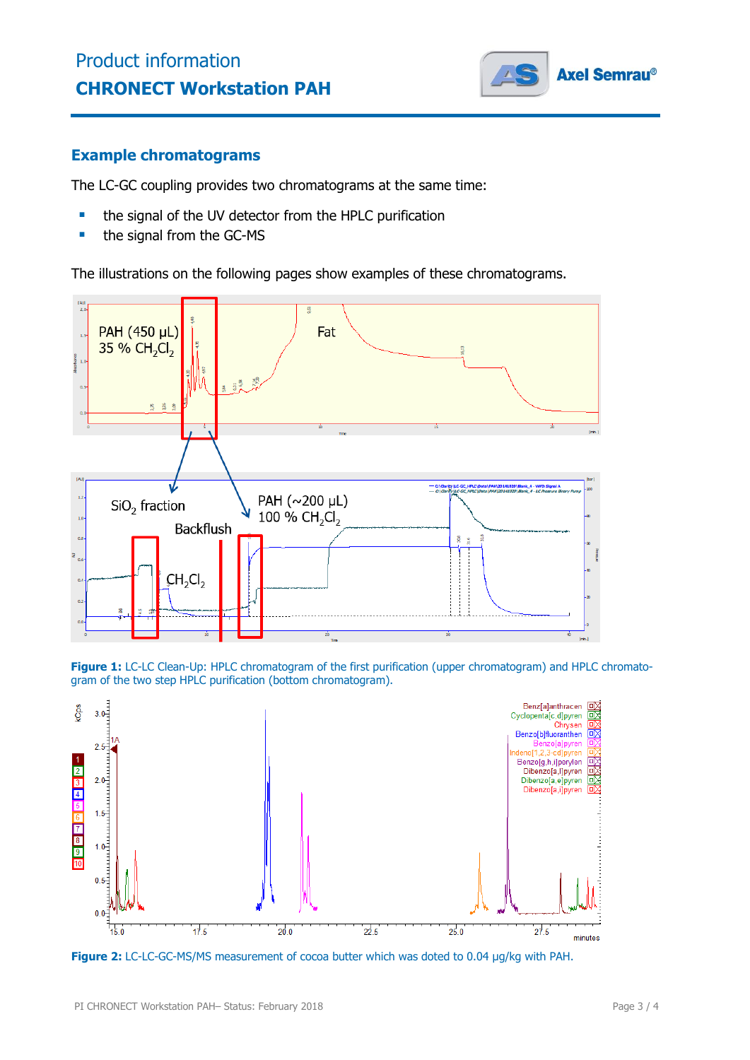## Example chromatograms

The LC-GC coupling provides two chromatograms at the same time:

- the signal of the UV detector from the HPLC purification
- the signal from the GC-MS

The illustrations on the following pages show examples of these chromatograms.

**Figure 1:** LC-LC Clean-Up: HPLC chromatogram of the first purification (upper chromatogram) and HPLC chromatogram of the two step HPLC purification (bottom chromatogram).

**Figure 2:** LC-LC-GC-MS/MS measurement of cocoa butter which was doted to 0.04 µg/kg with PAH.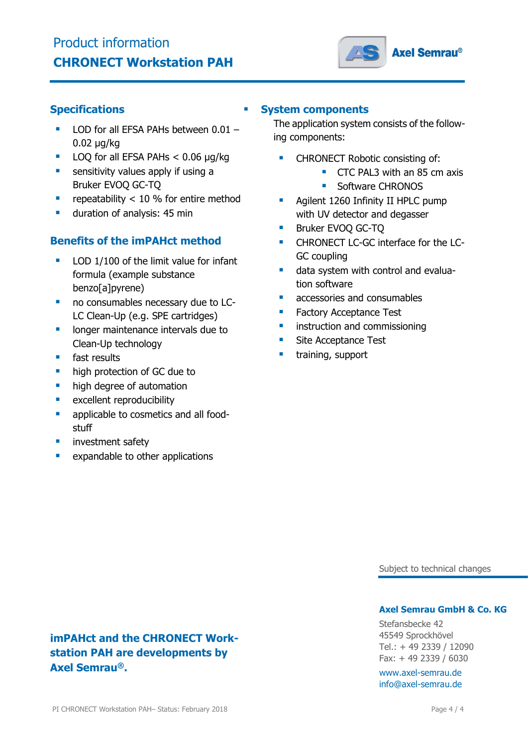## Specifications

- LOD for all EFSA PAHs between 0.01 – 0.02 µg/kg
- LOQ for all EFSA PAHs < 0.06 µg/kg
- sensitivity values apply if using a Bruker EVOQ GC-TQ
- repeatability < 10 % for entire method
- duration of analysis: 45 min

## Benefits of the imPAHct method

- LOD 1/100 of the limit value for infant formula (example substance benzo[a]pyrene)
- no consumables necessary due to LC-LC Clean-Up (e.g. SPE cartridges)
- longer maintenance intervals due to Clean-Up technology
- fast results
- high protection of GC due to
- high degree of automation
- excellent reproducibility
- applicable to cosmetics and all food-stuff
- investment safety
- expandable to other applications

## System components

The application system consists of the following components:

- CHRONECT Robotic consisting of:
  - CTC PAL3 with an 85 cm axis
  - Software CHRONOS
- Agilent 1260 Infinity II HPLC pump with UV detector and degasser
- Bruker EVOQ GC-TQ
- CHRONECT LC-GC interface for the LC-GC coupling
- data system with control and evaluation software
- accessories and consumables
- Factory Acceptance Test
- instruction and commissioning
- Site Acceptance Test
- training, support

Subject to technical changes

**imPAHct and the CHRONECT Workstation PAH are developments by Axel Semrau®.**

**Axel Semrau GmbH & Co. KG**

Stefansbecke 42
45549 Sprockhövel
Tel.: + 49 2339 / 12090
Fax: + 49 2339 / 6030

www.axel-semrau.de
info@axel-semrau.de